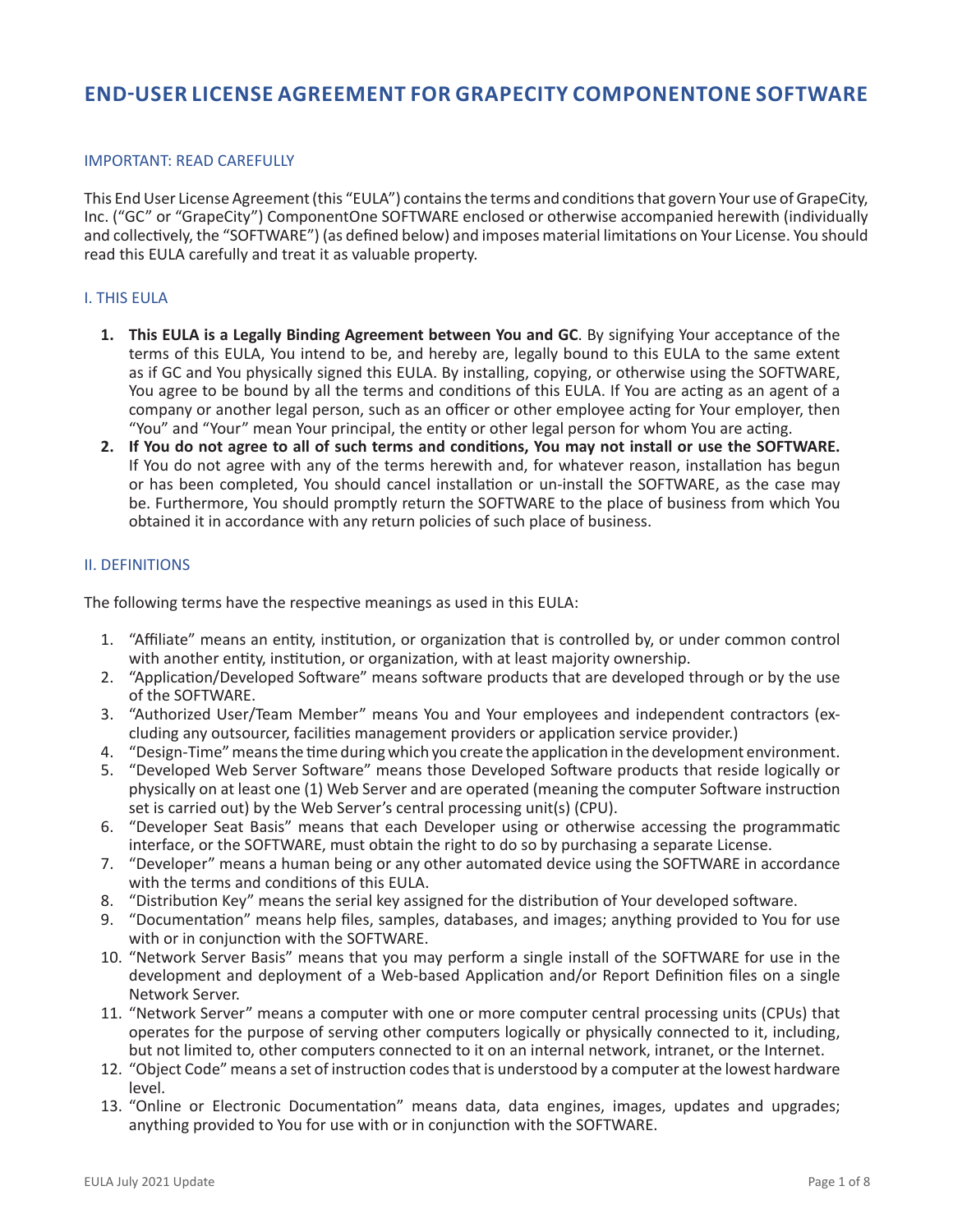# END-USER LICENSE AGREEMENT FOR GRAPECITY COMPONENTONE SOFTWARE

## IMPORTANT: READ CAREFULLY

This End User License Agreement (this "EULA") contains the terms and conditions that govern Your use of GrapeCity, Inc. ("GC" or "GrapeCity") ComponentOne SOFTWARE enclosed or otherwise accompanied herewith (individually and collectively, the "SOFTWARE") (as defined below) and imposes material limitations on Your License. You should read this EULA carefully and treat it as valuable property.

## I. THIS EULA

1. **This EULA is a Legally Binding Agreement between You and GC**. By signifying Your acceptance of the terms of this EULA, You intend to be, and hereby are, legally bound to this EULA to the same extent as if GC and You physically signed this EULA. By installing, copying, or otherwise using the SOFTWARE, You agree to be bound by all the terms and conditions of this EULA. If You are acting as an agent of a company or another legal person, such as an officer or other employee acting for Your employer, then "You" and "Your" mean Your principal, the entity or other legal person for whom You are acting.
2. **If You do not agree to all of such terms and conditions, You may not install or use the SOFTWARE.** If You do not agree with any of the terms herewith and, for whatever reason, installation has begun or has been completed, You should cancel installation or un-install the SOFTWARE, as the case may be. Furthermore, You should promptly return the SOFTWARE to the place of business from which You obtained it in accordance with any return policies of such place of business.

## II. DEFINITIONS

The following terms have the respective meanings as used in this EULA:

1. "Affiliate" means an entity, institution, or organization that is controlled by, or under common control with another entity, institution, or organization, with at least majority ownership.
2. "Application/Developed Software" means software products that are developed through or by the use of the SOFTWARE.
3. "Authorized User/Team Member" means You and Your employees and independent contractors (excluding any outsourcer, facilities management providers or application service provider.)
4. "Design-Time" means the time during which you create the application in the development environment.
5. "Developed Web Server Software" means those Developed Software products that reside logically or physically on at least one (1) Web Server and are operated (meaning the computer Software instruction set is carried out) by the Web Server's central processing unit(s) (CPU).
6. "Developer Seat Basis" means that each Developer using or otherwise accessing the programmatic interface, or the SOFTWARE, must obtain the right to do so by purchasing a separate License.
7. "Developer" means a human being or any other automated device using the SOFTWARE in accordance with the terms and conditions of this EULA.
8. "Distribution Key" means the serial key assigned for the distribution of Your developed software.
9. "Documentation" means help files, samples, databases, and images; anything provided to You for use with or in conjunction with the SOFTWARE.
10. "Network Server Basis" means that you may perform a single install of the SOFTWARE for use in the development and deployment of a Web-based Application and/or Report Definition files on a single Network Server.
11. "Network Server" means a computer with one or more computer central processing units (CPUs) that operates for the purpose of serving other computers logically or physically connected to it, including, but not limited to, other computers connected to it on an internal network, intranet, or the Internet.
12. "Object Code" means a set of instruction codes that is understood by a computer at the lowest hardware level.
13. "Online or Electronic Documentation" means data, data engines, images, updates and upgrades; anything provided to You for use with or in conjunction with the SOFTWARE.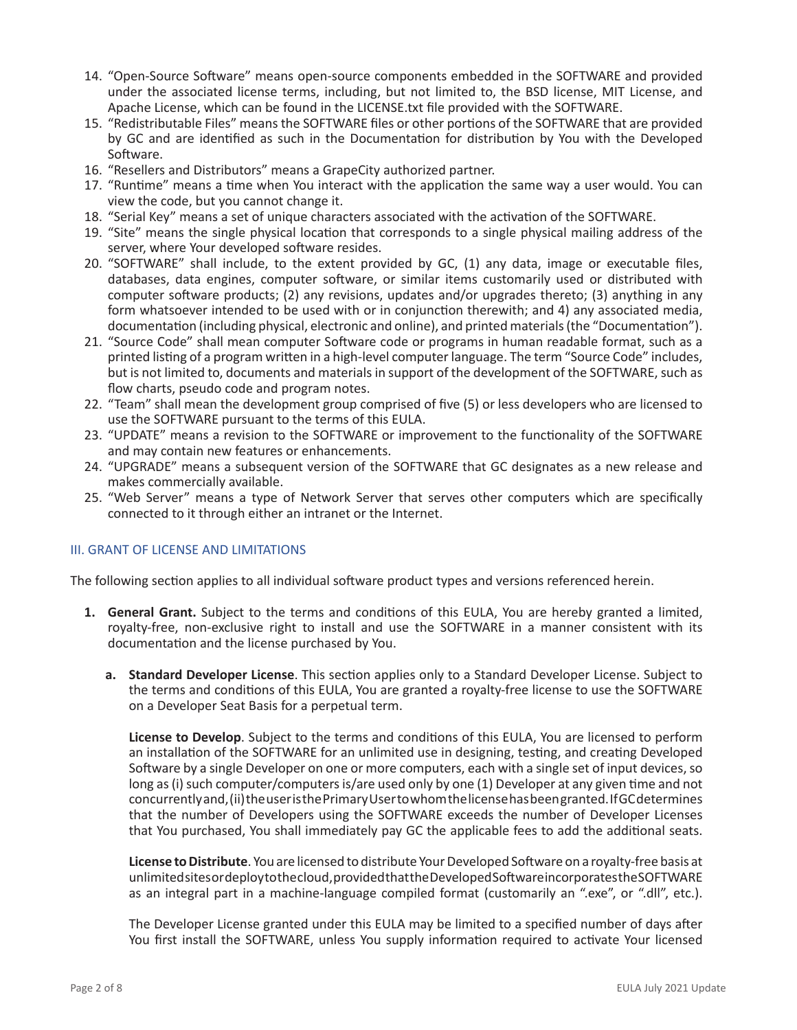14. "Open-Source Software" means open-source components embedded in the SOFTWARE and provided under the associated license terms, including, but not limited to, the BSD license, MIT License, and Apache License, which can be found in the LICENSE.txt file provided with the SOFTWARE.
15. "Redistributable Files" means the SOFTWARE files or other portions of the SOFTWARE that are provided by GC and are identified as such in the Documentation for distribution by You with the Developed Software.
16. "Resellers and Distributors" means a GrapeCity authorized partner.
17. "Runtime" means a time when You interact with the application the same way a user would. You can view the code, but you cannot change it.
18. "Serial Key" means a set of unique characters associated with the activation of the SOFTWARE.
19. "Site" means the single physical location that corresponds to a single physical mailing address of the server, where Your developed software resides.
20. "SOFTWARE" shall include, to the extent provided by GC, (1) any data, image or executable files, databases, data engines, computer software, or similar items customarily used or distributed with computer software products; (2) any revisions, updates and/or upgrades thereto; (3) anything in any form whatsoever intended to be used with or in conjunction therewith; and 4) any associated media, documentation (including physical, electronic and online), and printed materials (the "Documentation").
21. "Source Code" shall mean computer Software code or programs in human readable format, such as a printed listing of a program written in a high-level computer language. The term "Source Code" includes, but is not limited to, documents and materials in support of the development of the SOFTWARE, such as flow charts, pseudo code and program notes.
22. "Team" shall mean the development group comprised of five (5) or less developers who are licensed to use the SOFTWARE pursuant to the terms of this EULA.
23. "UPDATE" means a revision to the SOFTWARE or improvement to the functionality of the SOFTWARE and may contain new features or enhancements.
24. "UPGRADE" means a subsequent version of the SOFTWARE that GC designates as a new release and makes commercially available.
25. "Web Server" means a type of Network Server that serves other computers which are specifically connected to it through either an intranet or the Internet.

## III. GRANT OF LICENSE AND LIMITATIONS

The following section applies to all individual software product types and versions referenced herein.

1. **General Grant.** Subject to the terms and conditions of this EULA, You are hereby granted a limited, royalty-free, non-exclusive right to install and use the SOFTWARE in a manner consistent with its documentation and the license purchased by You.

   a. **Standard Developer License**. This section applies only to a Standard Developer License. Subject to the terms and conditions of this EULA, You are granted a royalty-free license to use the SOFTWARE on a Developer Seat Basis for a perpetual term.

      **License to Develop**. Subject to the terms and conditions of this EULA, You are licensed to perform an installation of the SOFTWARE for an unlimited use in designing, testing, and creating Developed Software by a single Developer on one or more computers, each with a single set of input devices, so long as (i) such computer/computers is/are used only by one (1) Developer at any given time and not concurrently and, (ii) the user is the Primary User to whom the license has been granted. If GC determines that the number of Developers using the SOFTWARE exceeds the number of Developer Licenses that You purchased, You shall immediately pay GC the applicable fees to add the additional seats.

      **License to Distribute**. You are licensed to distribute Your Developed Software on a royalty-free basis at unlimited sites or deploy to the cloud, provided that the Developed Software incorporates the SOFTWARE as an integral part in a machine-language compiled format (customarily an ".exe", or ".dll", etc.).

      The Developer License granted under this EULA may be limited to a specified number of days after You first install the SOFTWARE, unless You supply information required to activate Your licensed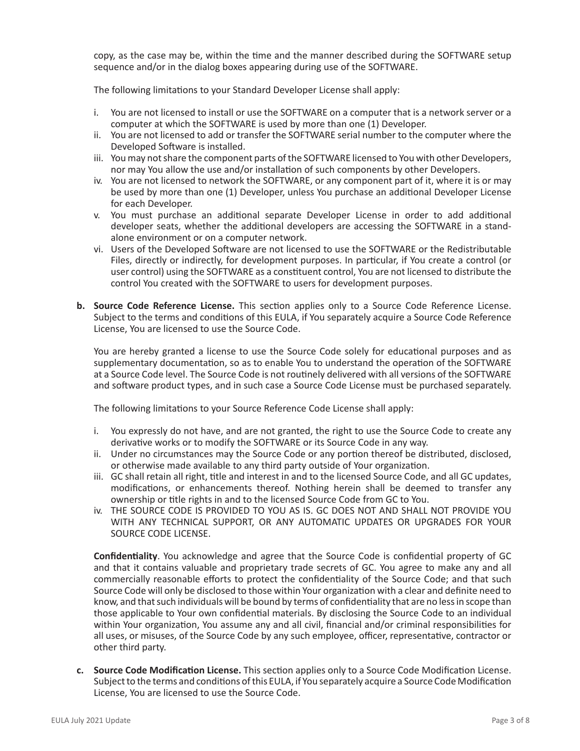copy, as the case may be, within the time and the manner described during the SOFTWARE setup sequence and/or in the dialog boxes appearing during use of the SOFTWARE.

The following limitations to your Standard Developer License shall apply:

i. You are not licensed to install or use the SOFTWARE on a computer that is a network server or a computer at which the SOFTWARE is used by more than one (1) Developer.
ii. You are not licensed to add or transfer the SOFTWARE serial number to the computer where the Developed Software is installed.
iii. You may not share the component parts of the SOFTWARE licensed to You with other Developers, nor may You allow the use and/or installation of such components by other Developers.
iv. You are not licensed to network the SOFTWARE, or any component part of it, where it is or may be used by more than one (1) Developer, unless You purchase an additional Developer License for each Developer.
v. You must purchase an additional separate Developer License in order to add additional developer seats, whether the additional developers are accessing the SOFTWARE in a stand-alone environment or on a computer network.
vi. Users of the Developed Software are not licensed to use the SOFTWARE or the Redistributable Files, directly or indirectly, for development purposes. In particular, if You create a control (or user control) using the SOFTWARE as a constituent control, You are not licensed to distribute the control You created with the SOFTWARE to users for development purposes.

**b. Source Code Reference License.** This section applies only to a Source Code Reference License. Subject to the terms and conditions of this EULA, if You separately acquire a Source Code Reference License, You are licensed to use the Source Code.

You are hereby granted a license to use the Source Code solely for educational purposes and as supplementary documentation, so as to enable You to understand the operation of the SOFTWARE at a Source Code level. The Source Code is not routinely delivered with all versions of the SOFTWARE and software product types, and in such case a Source Code License must be purchased separately.

The following limitations to your Source Reference Code License shall apply:

i. You expressly do not have, and are not granted, the right to use the Source Code to create any derivative works or to modify the SOFTWARE or its Source Code in any way.
ii. Under no circumstances may the Source Code or any portion thereof be distributed, disclosed, or otherwise made available to any third party outside of Your organization.
iii. GC shall retain all right, title and interest in and to the licensed Source Code, and all GC updates, modifications, or enhancements thereof. Nothing herein shall be deemed to transfer any ownership or title rights in and to the licensed Source Code from GC to You.
iv. THE SOURCE CODE IS PROVIDED TO YOU AS IS. GC DOES NOT AND SHALL NOT PROVIDE YOU WITH ANY TECHNICAL SUPPORT, OR ANY AUTOMATIC UPDATES OR UPGRADES FOR YOUR SOURCE CODE LICENSE.

**Confidentiality**. You acknowledge and agree that the Source Code is confidential property of GC and that it contains valuable and proprietary trade secrets of GC. You agree to make any and all commercially reasonable efforts to protect the confidentiality of the Source Code; and that such Source Code will only be disclosed to those within Your organization with a clear and definite need to know, and that such individuals will be bound by terms of confidentiality that are no less in scope than those applicable to Your own confidential materials. By disclosing the Source Code to an individual within Your organization, You assume any and all civil, financial and/or criminal responsibilities for all uses, or misuses, of the Source Code by any such employee, officer, representative, contractor or other third party.

**c. Source Code Modification License.** This section applies only to a Source Code Modification License. Subject to the terms and conditions of this EULA, if You separately acquire a Source Code Modification License, You are licensed to use the Source Code.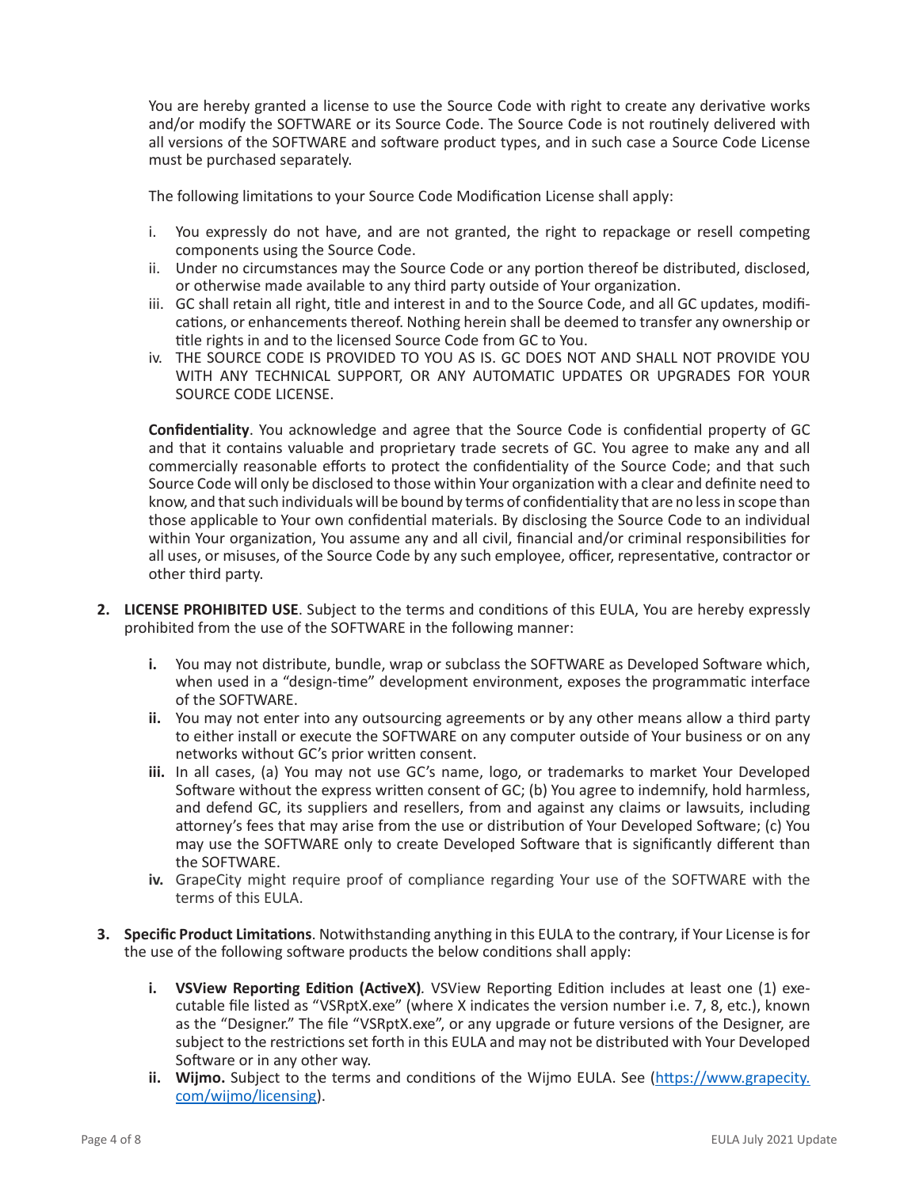You are hereby granted a license to use the Source Code with right to create any derivative works and/or modify the SOFTWARE or its Source Code. The Source Code is not routinely delivered with all versions of the SOFTWARE and software product types, and in such case a Source Code License must be purchased separately.

The following limitations to your Source Code Modification License shall apply:

i. You expressly do not have, and are not granted, the right to repackage or resell competing components using the Source Code.
ii. Under no circumstances may the Source Code or any portion thereof be distributed, disclosed, or otherwise made available to any third party outside of Your organization.
iii. GC shall retain all right, title and interest in and to the Source Code, and all GC updates, modifications, or enhancements thereof. Nothing herein shall be deemed to transfer any ownership or title rights in and to the licensed Source Code from GC to You.
iv. THE SOURCE CODE IS PROVIDED TO YOU AS IS. GC DOES NOT AND SHALL NOT PROVIDE YOU WITH ANY TECHNICAL SUPPORT, OR ANY AUTOMATIC UPDATES OR UPGRADES FOR YOUR SOURCE CODE LICENSE.

**Confidentiality**. You acknowledge and agree that the Source Code is confidential property of GC and that it contains valuable and proprietary trade secrets of GC. You agree to make any and all commercially reasonable efforts to protect the confidentiality of the Source Code; and that such Source Code will only be disclosed to those within Your organization with a clear and definite need to know, and that such individuals will be bound by terms of confidentiality that are no less in scope than those applicable to Your own confidential materials. By disclosing the Source Code to an individual within Your organization, You assume any and all civil, financial and/or criminal responsibilities for all uses, or misuses, of the Source Code by any such employee, officer, representative, contractor or other third party.

2. **LICENSE PROHIBITED USE**. Subject to the terms and conditions of this EULA, You are hereby expressly prohibited from the use of the SOFTWARE in the following manner:

   **i.** You may not distribute, bundle, wrap or subclass the SOFTWARE as Developed Software which, when used in a “design-time” development environment, exposes the programmatic interface of the SOFTWARE.
   **ii.** You may not enter into any outsourcing agreements or by any other means allow a third party to either install or execute the SOFTWARE on any computer outside of Your business or on any networks without GC’s prior written consent.
   **iii.** In all cases, (a) You may not use GC’s name, logo, or trademarks to market Your Developed Software without the express written consent of GC; (b) You agree to indemnify, hold harmless, and defend GC, its suppliers and resellers, from and against any claims or lawsuits, including attorney’s fees that may arise from the use or distribution of Your Developed Software; (c) You may use the SOFTWARE only to create Developed Software that is significantly different than the SOFTWARE.
   **iv.** GrapeCity might require proof of compliance regarding Your use of the SOFTWARE with the terms of this EULA.

3. **Specific Product Limitations**. Notwithstanding anything in this EULA to the contrary, if Your License is for the use of the following software products the below conditions shall apply:

   **i. VSView Reporting Edition (ActiveX)**. VSView Reporting Edition includes at least one (1) executable file listed as “VSRptX.exe” (where X indicates the version number i.e. 7, 8, etc.), known as the “Designer.” The file “VSRptX.exe”, or any upgrade or future versions of the Designer, are subject to the restrictions set forth in this EULA and may not be distributed with Your Developed Software or in any other way.
   **ii. Wijmo.** Subject to the terms and conditions of the Wijmo EULA. See ([https://www.grapecity.com/wijmo/licensing](https://www.grapecity.com/wijmo/licensing)).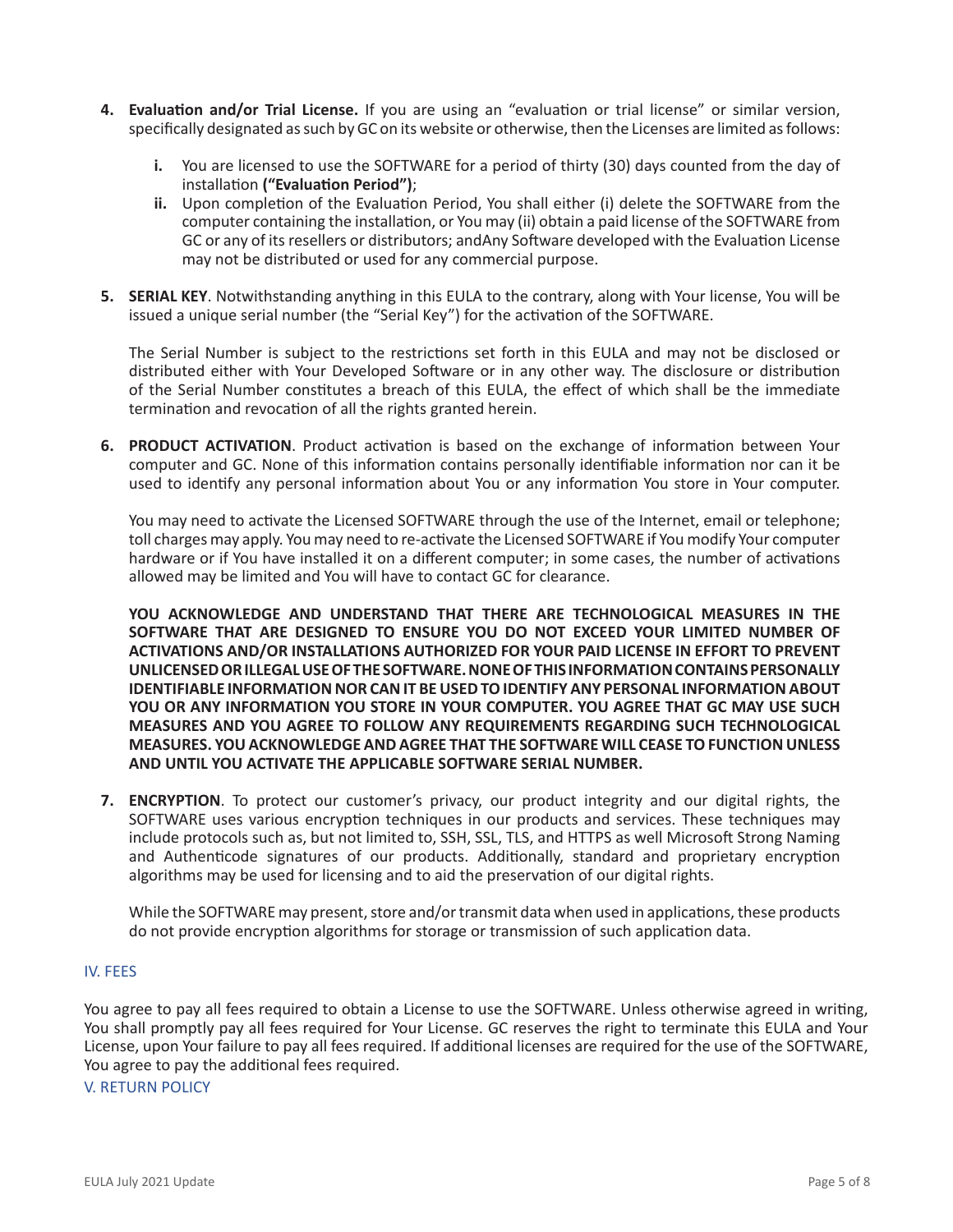4. **Evaluation and/or Trial License.** If you are using an "evaluation or trial license" or similar version, specifically designated as such by GC on its website or otherwise, then the Licenses are limited as follows:

   i. You are licensed to use the SOFTWARE for a period of thirty (30) days counted from the day of installation **("Evaluation Period")**;

   ii. Upon completion of the Evaluation Period, You shall either (i) delete the SOFTWARE from the computer containing the installation, or You may (ii) obtain a paid license of the SOFTWARE from GC or any of its resellers or distributors; andAny Software developed with the Evaluation License may not be distributed or used for any commercial purpose.

5. **SERIAL KEY**. Notwithstanding anything in this EULA to the contrary, along with Your license, You will be issued a unique serial number (the "Serial Key") for the activation of the SOFTWARE.

   The Serial Number is subject to the restrictions set forth in this EULA and may not be disclosed or distributed either with Your Developed Software or in any other way. The disclosure or distribution of the Serial Number constitutes a breach of this EULA, the effect of which shall be the immediate termination and revocation of all the rights granted herein.

6. **PRODUCT ACTIVATION**. Product activation is based on the exchange of information between Your computer and GC. None of this information contains personally identifiable information nor can it be used to identify any personal information about You or any information You store in Your computer.

   You may need to activate the Licensed SOFTWARE through the use of the Internet, email or telephone; toll charges may apply. You may need to re-activate the Licensed SOFTWARE if You modify Your computer hardware or if You have installed it on a different computer; in some cases, the number of activations allowed may be limited and You will have to contact GC for clearance.

   **YOU ACKNOWLEDGE AND UNDERSTAND THAT THERE ARE TECHNOLOGICAL MEASURES IN THE SOFTWARE THAT ARE DESIGNED TO ENSURE YOU DO NOT EXCEED YOUR LIMITED NUMBER OF ACTIVATIONS AND/OR INSTALLATIONS AUTHORIZED FOR YOUR PAID LICENSE IN EFFORT TO PREVENT UNLICENSED OR ILLEGAL USE OF THE SOFTWARE. NONE OF THIS INFORMATION CONTAINS PERSONALLY IDENTIFIABLE INFORMATION NOR CAN IT BE USED TO IDENTIFY ANY PERSONAL INFORMATION ABOUT YOU OR ANY INFORMATION YOU STORE IN YOUR COMPUTER. YOU AGREE THAT GC MAY USE SUCH MEASURES AND YOU AGREE TO FOLLOW ANY REQUIREMENTS REGARDING SUCH TECHNOLOGICAL MEASURES. YOU ACKNOWLEDGE AND AGREE THAT THE SOFTWARE WILL CEASE TO FUNCTION UNLESS AND UNTIL YOU ACTIVATE THE APPLICABLE SOFTWARE SERIAL NUMBER.**

7. **ENCRYPTION**. To protect our customer's privacy, our product integrity and our digital rights, the SOFTWARE uses various encryption techniques in our products and services. These techniques may include protocols such as, but not limited to, SSH, SSL, TLS, and HTTPS as well Microsoft Strong Naming and Authenticode signatures of our products. Additionally, standard and proprietary encryption algorithms may be used for licensing and to aid the preservation of our digital rights.

   While the SOFTWARE may present, store and/or transmit data when used in applications, these products do not provide encryption algorithms for storage or transmission of such application data.

## IV. FEES

You agree to pay all fees required to obtain a License to use the SOFTWARE. Unless otherwise agreed in writing, You shall promptly pay all fees required for Your License. GC reserves the right to terminate this EULA and Your License, upon Your failure to pay all fees required. If additional licenses are required for the use of the SOFTWARE, You agree to pay the additional fees required.

## V. RETURN POLICY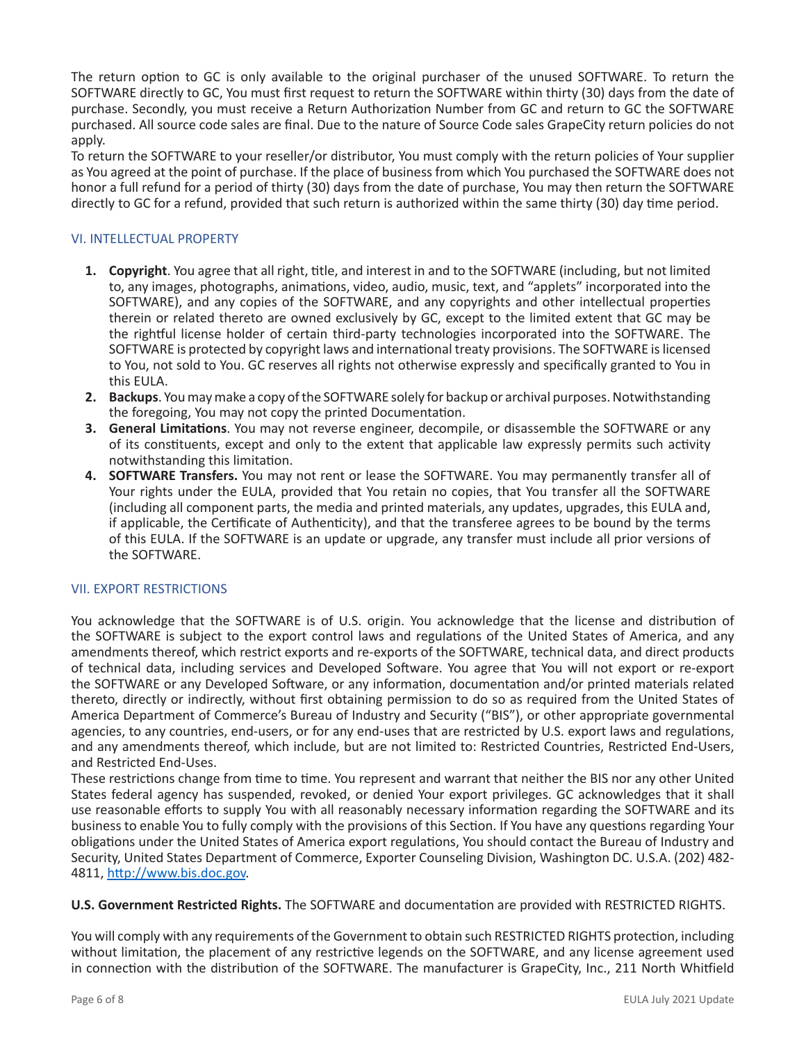The return option to GC is only available to the original purchaser of the unused SOFTWARE. To return the SOFTWARE directly to GC, You must first request to return the SOFTWARE within thirty (30) days from the date of purchase. Secondly, you must receive a Return Authorization Number from GC and return to GC the SOFTWARE purchased. All source code sales are final. Due to the nature of Source Code sales GrapeCity return policies do not apply.

To return the SOFTWARE to your reseller/or distributor, You must comply with the return policies of Your supplier as You agreed at the point of purchase. If the place of business from which You purchased the SOFTWARE does not honor a full refund for a period of thirty (30) days from the date of purchase, You may then return the SOFTWARE directly to GC for a refund, provided that such return is authorized within the same thirty (30) day time period.

## VI. INTELLECTUAL PROPERTY

1. **Copyright**. You agree that all right, title, and interest in and to the SOFTWARE (including, but not limited to, any images, photographs, animations, video, audio, music, text, and "applets" incorporated into the SOFTWARE), and any copies of the SOFTWARE, and any copyrights and other intellectual properties therein or related thereto are owned exclusively by GC, except to the limited extent that GC may be the rightful license holder of certain third-party technologies incorporated into the SOFTWARE. The SOFTWARE is protected by copyright laws and international treaty provisions. The SOFTWARE is licensed to You, not sold to You. GC reserves all rights not otherwise expressly and specifically granted to You in this EULA.
2. **Backups**. You may make a copy of the SOFTWARE solely for backup or archival purposes. Notwithstanding the foregoing, You may not copy the printed Documentation.
3. **General Limitations**. You may not reverse engineer, decompile, or disassemble the SOFTWARE or any of its constituents, except and only to the extent that applicable law expressly permits such activity notwithstanding this limitation.
4. **SOFTWARE Transfers.** You may not rent or lease the SOFTWARE. You may permanently transfer all of Your rights under the EULA, provided that You retain no copies, that You transfer all the SOFTWARE (including all component parts, the media and printed materials, any updates, upgrades, this EULA and, if applicable, the Certificate of Authenticity), and that the transferee agrees to be bound by the terms of this EULA. If the SOFTWARE is an update or upgrade, any transfer must include all prior versions of the SOFTWARE.

## VII. EXPORT RESTRICTIONS

You acknowledge that the SOFTWARE is of U.S. origin. You acknowledge that the license and distribution of the SOFTWARE is subject to the export control laws and regulations of the United States of America, and any amendments thereof, which restrict exports and re-exports of the SOFTWARE, technical data, and direct products of technical data, including services and Developed Software. You agree that You will not export or re-export the SOFTWARE or any Developed Software, or any information, documentation and/or printed materials related thereto, directly or indirectly, without first obtaining permission to do so as required from the United States of America Department of Commerce's Bureau of Industry and Security ("BIS"), or other appropriate governmental agencies, to any countries, end-users, or for any end-uses that are restricted by U.S. export laws and regulations, and any amendments thereof, which include, but are not limited to: Restricted Countries, Restricted End-Users, and Restricted End-Uses.

These restrictions change from time to time. You represent and warrant that neither the BIS nor any other United States federal agency has suspended, revoked, or denied Your export privileges. GC acknowledges that it shall use reasonable efforts to supply You with all reasonably necessary information regarding the SOFTWARE and its business to enable You to fully comply with the provisions of this Section. If You have any questions regarding Your obligations under the United States of America export regulations, You should contact the Bureau of Industry and Security, United States Department of Commerce, Exporter Counseling Division, Washington DC. U.S.A. (202) 482-4811, [http://www.bis.doc.gov](http://www.bis.doc.gov).

**U.S. Government Restricted Rights.** The SOFTWARE and documentation are provided with RESTRICTED RIGHTS.

You will comply with any requirements of the Government to obtain such RESTRICTED RIGHTS protection, including without limitation, the placement of any restrictive legends on the SOFTWARE, and any license agreement used in connection with the distribution of the SOFTWARE. The manufacturer is GrapeCity, Inc., 211 North Whitfield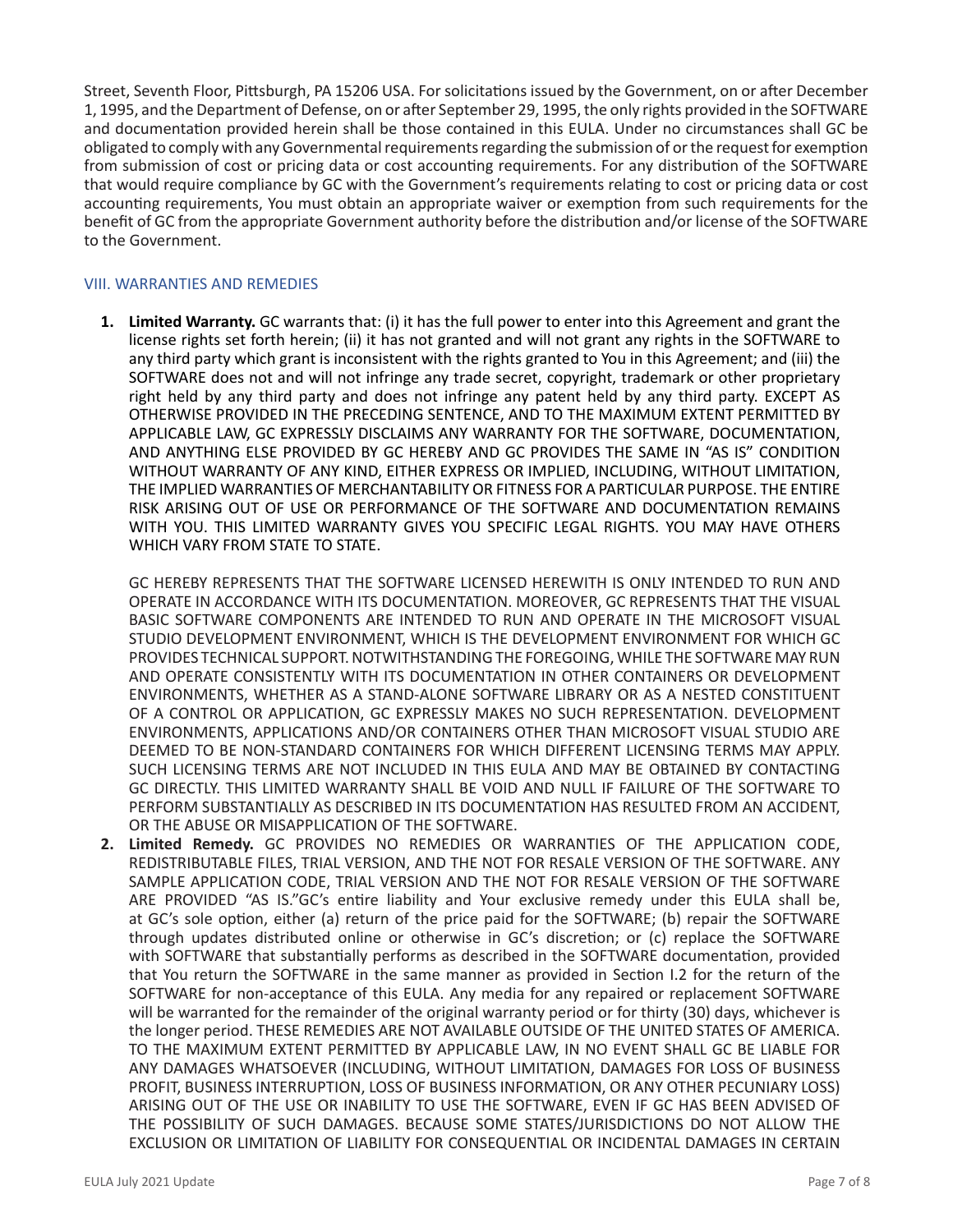Street, Seventh Floor, Pittsburgh, PA 15206 USA. For solicitations issued by the Government, on or after December 1, 1995, and the Department of Defense, on or after September 29, 1995, the only rights provided in the SOFTWARE and documentation provided herein shall be those contained in this EULA. Under no circumstances shall GC be obligated to comply with any Governmental requirements regarding the submission of or the request for exemption from submission of cost or pricing data or cost accounting requirements. For any distribution of the SOFTWARE that would require compliance by GC with the Government's requirements relating to cost or pricing data or cost accounting requirements, You must obtain an appropriate waiver or exemption from such requirements for the benefit of GC from the appropriate Government authority before the distribution and/or license of the SOFTWARE to the Government.

## VIII. WARRANTIES AND REMEDIES

1. **Limited Warranty.** GC warrants that: (i) it has the full power to enter into this Agreement and grant the license rights set forth herein; (ii) it has not granted and will not grant any rights in the SOFTWARE to any third party which grant is inconsistent with the rights granted to You in this Agreement; and (iii) the SOFTWARE does not and will not infringe any trade secret, copyright, trademark or other proprietary right held by any third party and does not infringe any patent held by any third party. EXCEPT AS OTHERWISE PROVIDED IN THE PRECEDING SENTENCE, AND TO THE MAXIMUM EXTENT PERMITTED BY APPLICABLE LAW, GC EXPRESSLY DISCLAIMS ANY WARRANTY FOR THE SOFTWARE, DOCUMENTATION, AND ANYTHING ELSE PROVIDED BY GC HEREBY AND GC PROVIDES THE SAME IN "AS IS" CONDITION WITHOUT WARRANTY OF ANY KIND, EITHER EXPRESS OR IMPLIED, INCLUDING, WITHOUT LIMITATION, THE IMPLIED WARRANTIES OF MERCHANTABILITY OR FITNESS FOR A PARTICULAR PURPOSE. THE ENTIRE RISK ARISING OUT OF USE OR PERFORMANCE OF THE SOFTWARE AND DOCUMENTATION REMAINS WITH YOU. THIS LIMITED WARRANTY GIVES YOU SPECIFIC LEGAL RIGHTS. YOU MAY HAVE OTHERS WHICH VARY FROM STATE TO STATE.

   GC HEREBY REPRESENTS THAT THE SOFTWARE LICENSED HEREWITH IS ONLY INTENDED TO RUN AND OPERATE IN ACCORDANCE WITH ITS DOCUMENTATION. MOREOVER, GC REPRESENTS THAT THE VISUAL BASIC SOFTWARE COMPONENTS ARE INTENDED TO RUN AND OPERATE IN THE MICROSOFT VISUAL STUDIO DEVELOPMENT ENVIRONMENT, WHICH IS THE DEVELOPMENT ENVIRONMENT FOR WHICH GC PROVIDES TECHNICAL SUPPORT. NOTWITHSTANDING THE FOREGOING, WHILE THE SOFTWARE MAY RUN AND OPERATE CONSISTENTLY WITH ITS DOCUMENTATION IN OTHER CONTAINERS OR DEVELOPMENT ENVIRONMENTS, WHETHER AS A STAND-ALONE SOFTWARE LIBRARY OR AS A NESTED CONSTITUENT OF A CONTROL OR APPLICATION, GC EXPRESSLY MAKES NO SUCH REPRESENTATION. DEVELOPMENT ENVIRONMENTS, APPLICATIONS AND/OR CONTAINERS OTHER THAN MICROSOFT VISUAL STUDIO ARE DEEMED TO BE NON-STANDARD CONTAINERS FOR WHICH DIFFERENT LICENSING TERMS MAY APPLY. SUCH LICENSING TERMS ARE NOT INCLUDED IN THIS EULA AND MAY BE OBTAINED BY CONTACTING GC DIRECTLY. THIS LIMITED WARRANTY SHALL BE VOID AND NULL IF FAILURE OF THE SOFTWARE TO PERFORM SUBSTANTIALLY AS DESCRIBED IN ITS DOCUMENTATION HAS RESULTED FROM AN ACCIDENT, OR THE ABUSE OR MISAPPLICATION OF THE SOFTWARE.

2. **Limited Remedy.** GC PROVIDES NO REMEDIES OR WARRANTIES OF THE APPLICATION CODE, REDISTRIBUTABLE FILES, TRIAL VERSION, AND THE NOT FOR RESALE VERSION OF THE SOFTWARE. ANY SAMPLE APPLICATION CODE, TRIAL VERSION AND THE NOT FOR RESALE VERSION OF THE SOFTWARE ARE PROVIDED "AS IS."GC's entire liability and Your exclusive remedy under this EULA shall be, at GC's sole option, either (a) return of the price paid for the SOFTWARE; (b) repair the SOFTWARE through updates distributed online or otherwise in GC's discretion; or (c) replace the SOFTWARE with SOFTWARE that substantially performs as described in the SOFTWARE documentation, provided that You return the SOFTWARE in the same manner as provided in Section I.2 for the return of the SOFTWARE for non-acceptance of this EULA. Any media for any repaired or replacement SOFTWARE will be warranted for the remainder of the original warranty period or for thirty (30) days, whichever is the longer period. THESE REMEDIES ARE NOT AVAILABLE OUTSIDE OF THE UNITED STATES OF AMERICA. TO THE MAXIMUM EXTENT PERMITTED BY APPLICABLE LAW, IN NO EVENT SHALL GC BE LIABLE FOR ANY DAMAGES WHATSOEVER (INCLUDING, WITHOUT LIMITATION, DAMAGES FOR LOSS OF BUSINESS PROFIT, BUSINESS INTERRUPTION, LOSS OF BUSINESS INFORMATION, OR ANY OTHER PECUNIARY LOSS) ARISING OUT OF THE USE OR INABILITY TO USE THE SOFTWARE, EVEN IF GC HAS BEEN ADVISED OF THE POSSIBILITY OF SUCH DAMAGES. BECAUSE SOME STATES/JURISDICTIONS DO NOT ALLOW THE EXCLUSION OR LIMITATION OF LIABILITY FOR CONSEQUENTIAL OR INCIDENTAL DAMAGES IN CERTAIN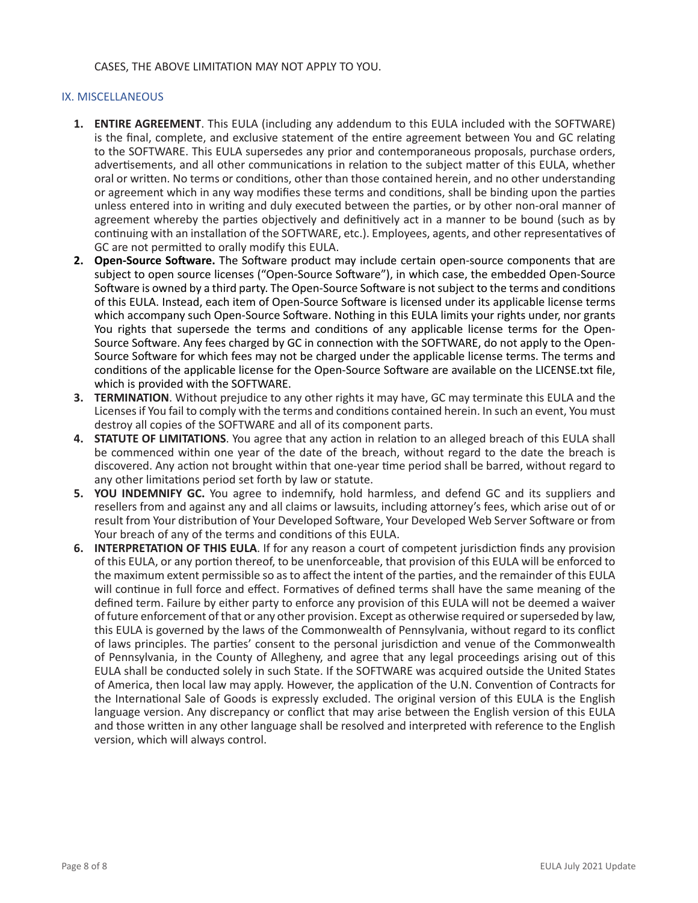CASES, THE ABOVE LIMITATION MAY NOT APPLY TO YOU.

## IX. MISCELLANEOUS

1. **ENTIRE AGREEMENT**. This EULA (including any addendum to this EULA included with the SOFTWARE) is the final, complete, and exclusive statement of the entire agreement between You and GC relating to the SOFTWARE. This EULA supersedes any prior and contemporaneous proposals, purchase orders, advertisements, and all other communications in relation to the subject matter of this EULA, whether oral or written. No terms or conditions, other than those contained herein, and no other understanding or agreement which in any way modifies these terms and conditions, shall be binding upon the parties unless entered into in writing and duly executed between the parties, or by other non-oral manner of agreement whereby the parties objectively and definitively act in a manner to be bound (such as by continuing with an installation of the SOFTWARE, etc.). Employees, agents, and other representatives of GC are not permitted to orally modify this EULA.
2. **Open-Source Software.** The Software product may include certain open-source components that are subject to open source licenses ("Open-Source Software"), in which case, the embedded Open-Source Software is owned by a third party. The Open-Source Software is not subject to the terms and conditions of this EULA. Instead, each item of Open-Source Software is licensed under its applicable license terms which accompany such Open-Source Software. Nothing in this EULA limits your rights under, nor grants You rights that supersede the terms and conditions of any applicable license terms for the Open-Source Software. Any fees charged by GC in connection with the SOFTWARE, do not apply to the Open-Source Software for which fees may not be charged under the applicable license terms. The terms and conditions of the applicable license for the Open-Source Software are available on the LICENSE.txt file, which is provided with the SOFTWARE.
3. **TERMINATION**. Without prejudice to any other rights it may have, GC may terminate this EULA and the Licenses if You fail to comply with the terms and conditions contained herein. In such an event, You must destroy all copies of the SOFTWARE and all of its component parts.
4. **STATUTE OF LIMITATIONS**. You agree that any action in relation to an alleged breach of this EULA shall be commenced within one year of the date of the breach, without regard to the date the breach is discovered. Any action not brought within that one-year time period shall be barred, without regard to any other limitations period set forth by law or statute.
5. **YOU INDEMNIFY GC.** You agree to indemnify, hold harmless, and defend GC and its suppliers and resellers from and against any and all claims or lawsuits, including attorney's fees, which arise out of or result from Your distribution of Your Developed Software, Your Developed Web Server Software or from Your breach of any of the terms and conditions of this EULA.
6. **INTERPRETATION OF THIS EULA**. If for any reason a court of competent jurisdiction finds any provision of this EULA, or any portion thereof, to be unenforceable, that provision of this EULA will be enforced to the maximum extent permissible so as to affect the intent of the parties, and the remainder of this EULA will continue in full force and effect. Formatives of defined terms shall have the same meaning of the defined term. Failure by either party to enforce any provision of this EULA will not be deemed a waiver of future enforcement of that or any other provision. Except as otherwise required or superseded by law, this EULA is governed by the laws of the Commonwealth of Pennsylvania, without regard to its conflict of laws principles. The parties' consent to the personal jurisdiction and venue of the Commonwealth of Pennsylvania, in the County of Allegheny, and agree that any legal proceedings arising out of this EULA shall be conducted solely in such State. If the SOFTWARE was acquired outside the United States of America, then local law may apply. However, the application of the U.N. Convention of Contracts for the International Sale of Goods is expressly excluded. The original version of this EULA is the English language version. Any discrepancy or conflict that may arise between the English version of this EULA and those written in any other language shall be resolved and interpreted with reference to the English version, which will always control.